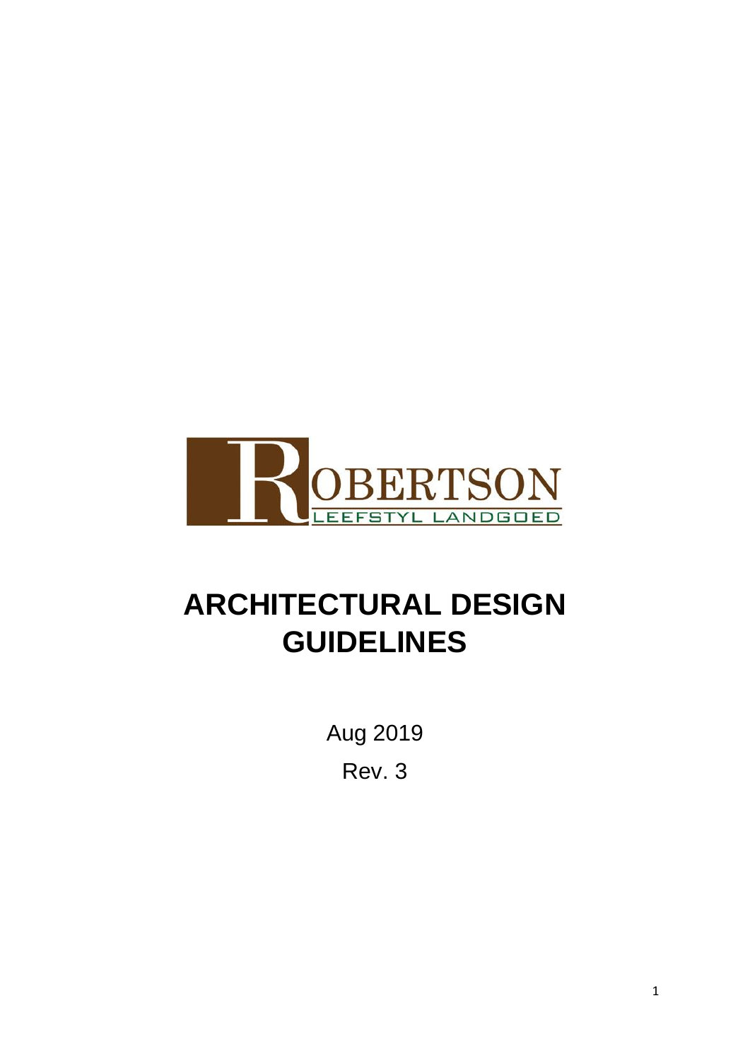ROBERTSON

LEEFSTYL LANDGOED

# ARCHITECTURAL DESIGN GUIDELINES

Aug 2019

Rev. 3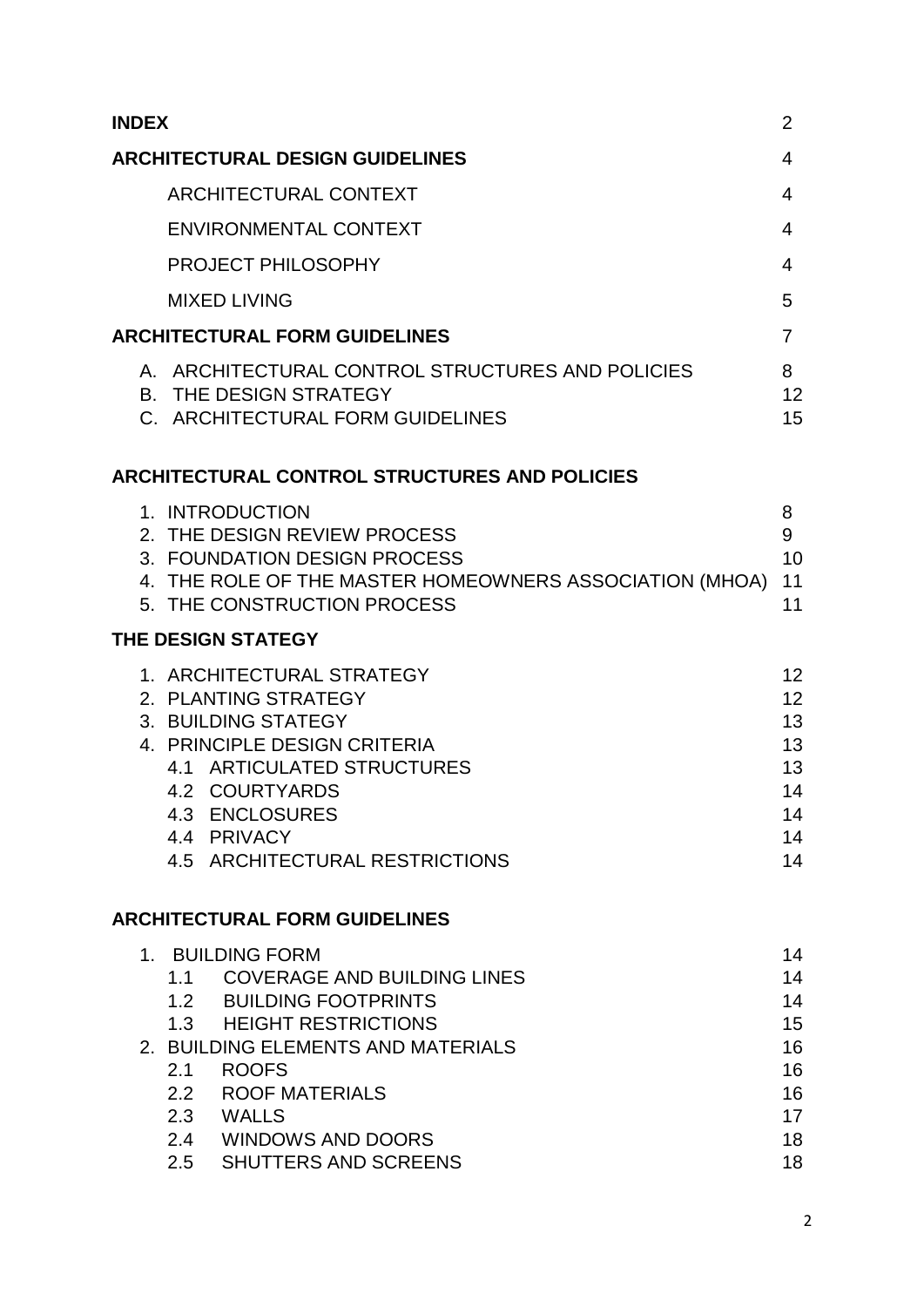| | |
|---|---|
| **INDEX** | 2 |
| **ARCHITECTURAL DESIGN GUIDELINES** | 4 |
| ARCHITECTURAL CONTEXT | 4 |
| ENVIRONMENTAL CONTEXT | 4 |
| PROJECT PHILOSOPHY | 4 |
| MIXED LIVING | 5 |
| **ARCHITECTURAL FORM GUIDELINES** | 7 |
| A. ARCHITECTURAL CONTROL STRUCTURES AND POLICIES | 8 |
| B. THE DESIGN STRATEGY | 12 |
| C. ARCHITECTURAL FORM GUIDELINES | 15 |

**ARCHITECTURAL CONTROL STRUCTURES AND POLICIES**

| | |
|---|---|
| 1. INTRODUCTION | 8 |
| 2. THE DESIGN REVIEW PROCESS | 9 |
| 3. FOUNDATION DESIGN PROCESS | 10 |
| 4. THE ROLE OF THE MASTER HOMEOWNERS ASSOCIATION (MHOA) | 11 |
| 5. THE CONSTRUCTION PROCESS | 11 |

**THE DESIGN STATEGY**

| | |
|---|---|
| 1. ARCHITECTURAL STRATEGY | 12 |
| 2. PLANTING STRATEGY | 12 |
| 3. BUILDING STATEGY | 13 |
| 4. PRINCIPLE DESIGN CRITERIA | 13 |
| 4.1 ARTICULATED STRUCTURES | 13 |
| 4.2 COURTYARDS | 14 |
| 4.3 ENCLOSURES | 14 |
| 4.4 PRIVACY | 14 |
| 4.5 ARCHITECTURAL RESTRICTIONS | 14 |

**ARCHITECTURAL FORM GUIDELINES**

| | |
|---|---|
| 1. BUILDING FORM | 14 |
| 1.1 COVERAGE AND BUILDING LINES | 14 |
| 1.2 BUILDING FOOTPRINTS | 14 |
| 1.3 HEIGHT RESTRICTIONS | 15 |
| 2. BUILDING ELEMENTS AND MATERIALS | 16 |
| 2.1 ROOFS | 16 |
| 2.2 ROOF MATERIALS | 16 |
| 2.3 WALLS | 17 |
| 2.4 WINDOWS AND DOORS | 18 |
| 2.5 SHUTTERS AND SCREENS | 18 |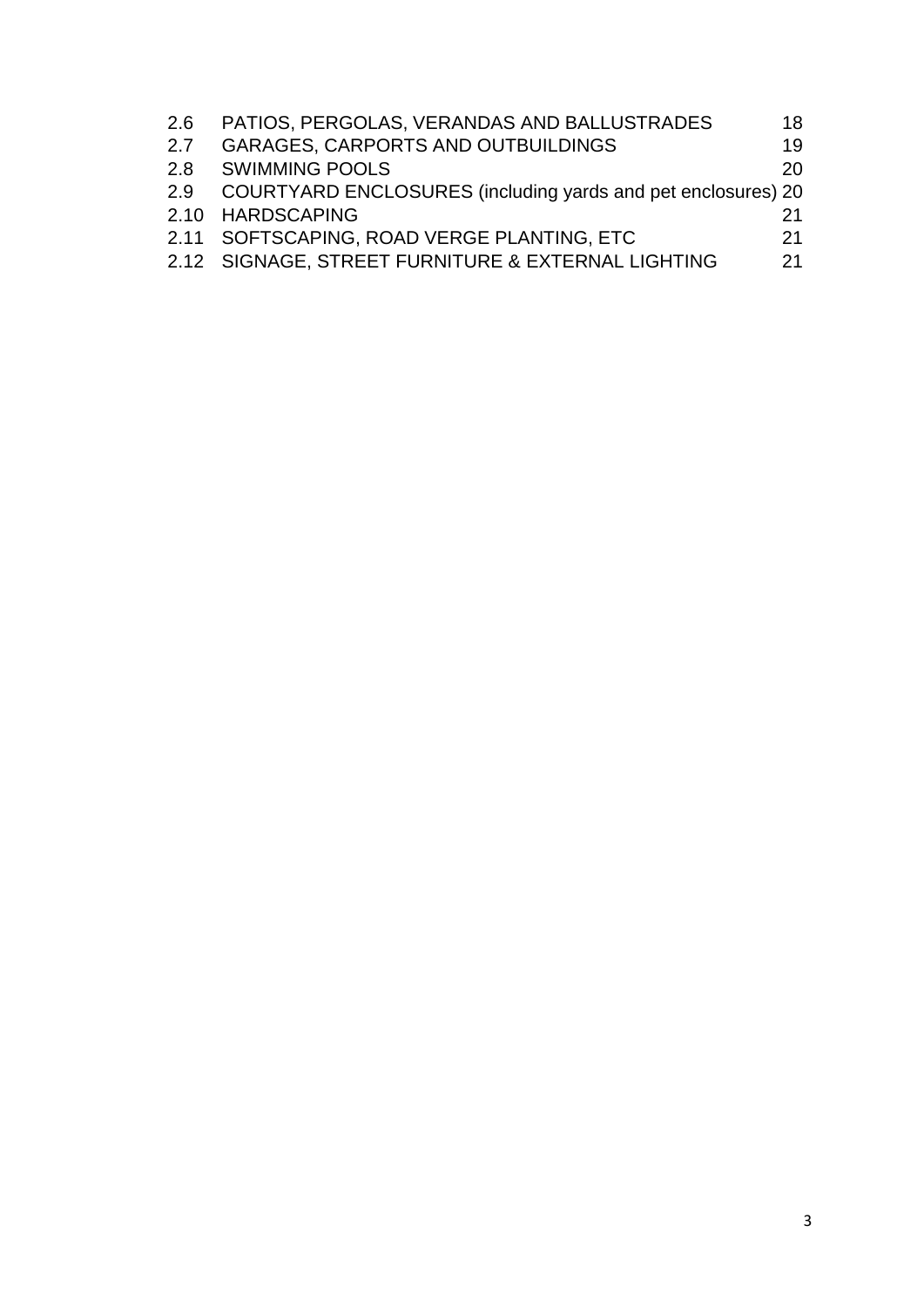| | | |
|---|---|---|
| 2.6 | PATIOS, PERGOLAS, VERANDAS AND BALLUSTRADES | 18 |
| 2.7 | GARAGES, CARPORTS AND OUTBUILDINGS | 19 |
| 2.8 | SWIMMING POOLS | 20 |
| 2.9 | COURTYARD ENCLOSURES (including yards and pet enclosures) | 20 |
| 2.10 | HARDSCAPING | 21 |
| 2.11 | SOFTSCAPING, ROAD VERGE PLANTING, ETC | 21 |
| 2.12 | SIGNAGE, STREET FURNITURE & EXTERNAL LIGHTING | 21 |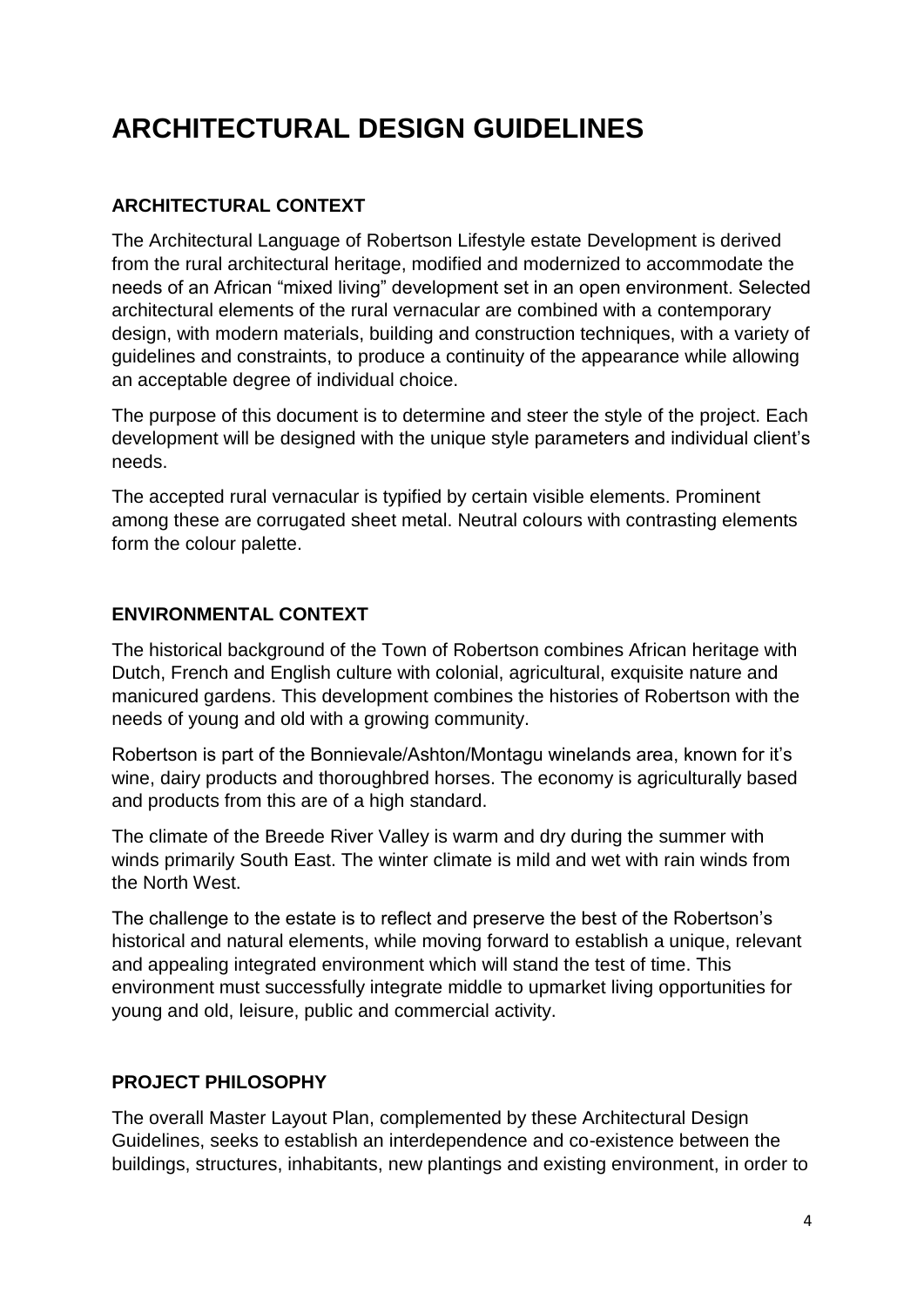# ARCHITECTURAL DESIGN GUIDELINES

## ARCHITECTURAL CONTEXT

The Architectural Language of Robertson Lifestyle estate Development is derived from the rural architectural heritage, modified and modernized to accommodate the needs of an African "mixed living" development set in an open environment. Selected architectural elements of the rural vernacular are combined with a contemporary design, with modern materials, building and construction techniques, with a variety of guidelines and constraints, to produce a continuity of the appearance while allowing an acceptable degree of individual choice.

The purpose of this document is to determine and steer the style of the project. Each development will be designed with the unique style parameters and individual client's needs.

The accepted rural vernacular is typified by certain visible elements. Prominent among these are corrugated sheet metal. Neutral colours with contrasting elements form the colour palette.

## ENVIRONMENTAL CONTEXT

The historical background of the Town of Robertson combines African heritage with Dutch, French and English culture with colonial, agricultural, exquisite nature and manicured gardens. This development combines the histories of Robertson with the needs of young and old with a growing community.

Robertson is part of the Bonnievale/Ashton/Montagu winelands area, known for it's wine, dairy products and thoroughbred horses. The economy is agriculturally based and products from this are of a high standard.

The climate of the Breede River Valley is warm and dry during the summer with winds primarily South East. The winter climate is mild and wet with rain winds from the North West.

The challenge to the estate is to reflect and preserve the best of the Robertson's historical and natural elements, while moving forward to establish a unique, relevant and appealing integrated environment which will stand the test of time. This environment must successfully integrate middle to upmarket living opportunities for young and old, leisure, public and commercial activity.

## PROJECT PHILOSOPHY

The overall Master Layout Plan, complemented by these Architectural Design Guidelines, seeks to establish an interdependence and co-existence between the buildings, structures, inhabitants, new plantings and existing environment, in order to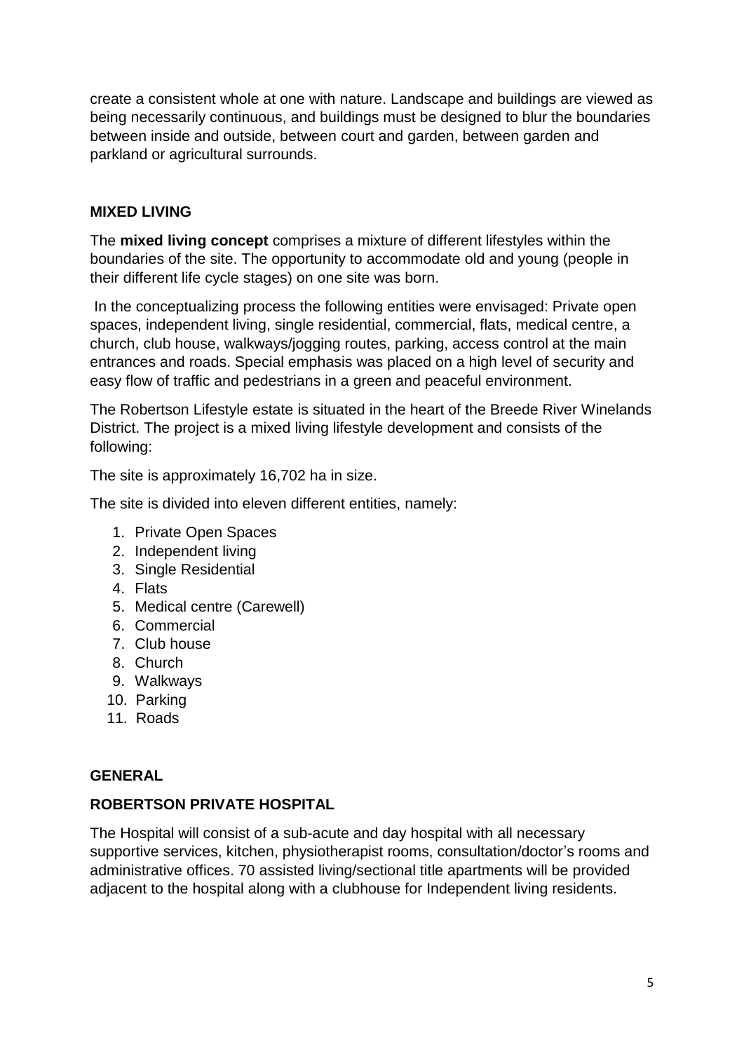create a consistent whole at one with nature. Landscape and buildings are viewed as being necessarily continuous, and buildings must be designed to blur the boundaries between inside and outside, between court and garden, between garden and parkland or agricultural surrounds.

## MIXED LIVING

The **mixed living concept** comprises a mixture of different lifestyles within the boundaries of the site. The opportunity to accommodate old and young (people in their different life cycle stages) on one site was born.

In the conceptualizing process the following entities were envisaged: Private open spaces, independent living, single residential, commercial, flats, medical centre, a church, club house, walkways/jogging routes, parking, access control at the main entrances and roads. Special emphasis was placed on a high level of security and easy flow of traffic and pedestrians in a green and peaceful environment.

The Robertson Lifestyle estate is situated in the heart of the Breede River Winelands District. The project is a mixed living lifestyle development and consists of the following:

The site is approximately 16,702 ha in size.

The site is divided into eleven different entities, namely:

1. Private Open Spaces
2. Independent living
3. Single Residential
4. Flats
5. Medical centre (Carewell)
6. Commercial
7. Club house
8. Church
9. Walkways
10. Parking
11. Roads

## GENERAL

## ROBERTSON PRIVATE HOSPITAL

The Hospital will consist of a sub-acute and day hospital with all necessary supportive services, kitchen, physiotherapist rooms, consultation/doctor's rooms and administrative offices. 70 assisted living/sectional title apartments will be provided adjacent to the hospital along with a clubhouse for Independent living residents.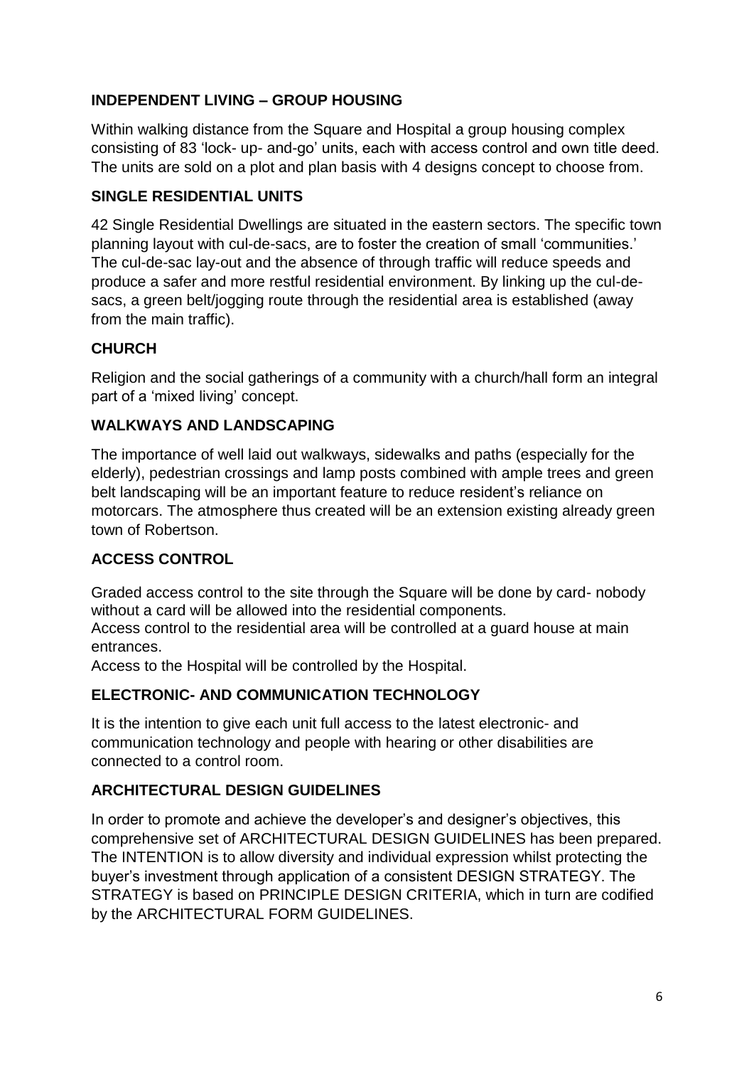## INDEPENDENT LIVING – GROUP HOUSING

Within walking distance from the Square and Hospital a group housing complex consisting of 83 'lock- up- and-go' units, each with access control and own title deed. The units are sold on a plot and plan basis with 4 designs concept to choose from.

## SINGLE RESIDENTIAL UNITS

42 Single Residential Dwellings are situated in the eastern sectors. The specific town planning layout with cul-de-sacs, are to foster the creation of small 'communities.' The cul-de-sac lay-out and the absence of through traffic will reduce speeds and produce a safer and more restful residential environment. By linking up the cul-de-sacs, a green belt/jogging route through the residential area is established (away from the main traffic).

## CHURCH

Religion and the social gatherings of a community with a church/hall form an integral part of a 'mixed living' concept.

## WALKWAYS AND LANDSCAPING

The importance of well laid out walkways, sidewalks and paths (especially for the elderly), pedestrian crossings and lamp posts combined with ample trees and green belt landscaping will be an important feature to reduce resident's reliance on motorcars. The atmosphere thus created will be an extension existing already green town of Robertson.

## ACCESS CONTROL

Graded access control to the site through the Square will be done by card- nobody without a card will be allowed into the residential components.
Access control to the residential area will be controlled at a guard house at main entrances.
Access to the Hospital will be controlled by the Hospital.

## ELECTRONIC- AND COMMUNICATION TECHNOLOGY

It is the intention to give each unit full access to the latest electronic- and communication technology and people with hearing or other disabilities are connected to a control room.

## ARCHITECTURAL DESIGN GUIDELINES

In order to promote and achieve the developer's and designer's objectives, this comprehensive set of ARCHITECTURAL DESIGN GUIDELINES has been prepared. The INTENTION is to allow diversity and individual expression whilst protecting the buyer's investment through application of a consistent DESIGN STRATEGY. The STRATEGY is based on PRINCIPLE DESIGN CRITERIA, which in turn are codified by the ARCHITECTURAL FORM GUIDELINES.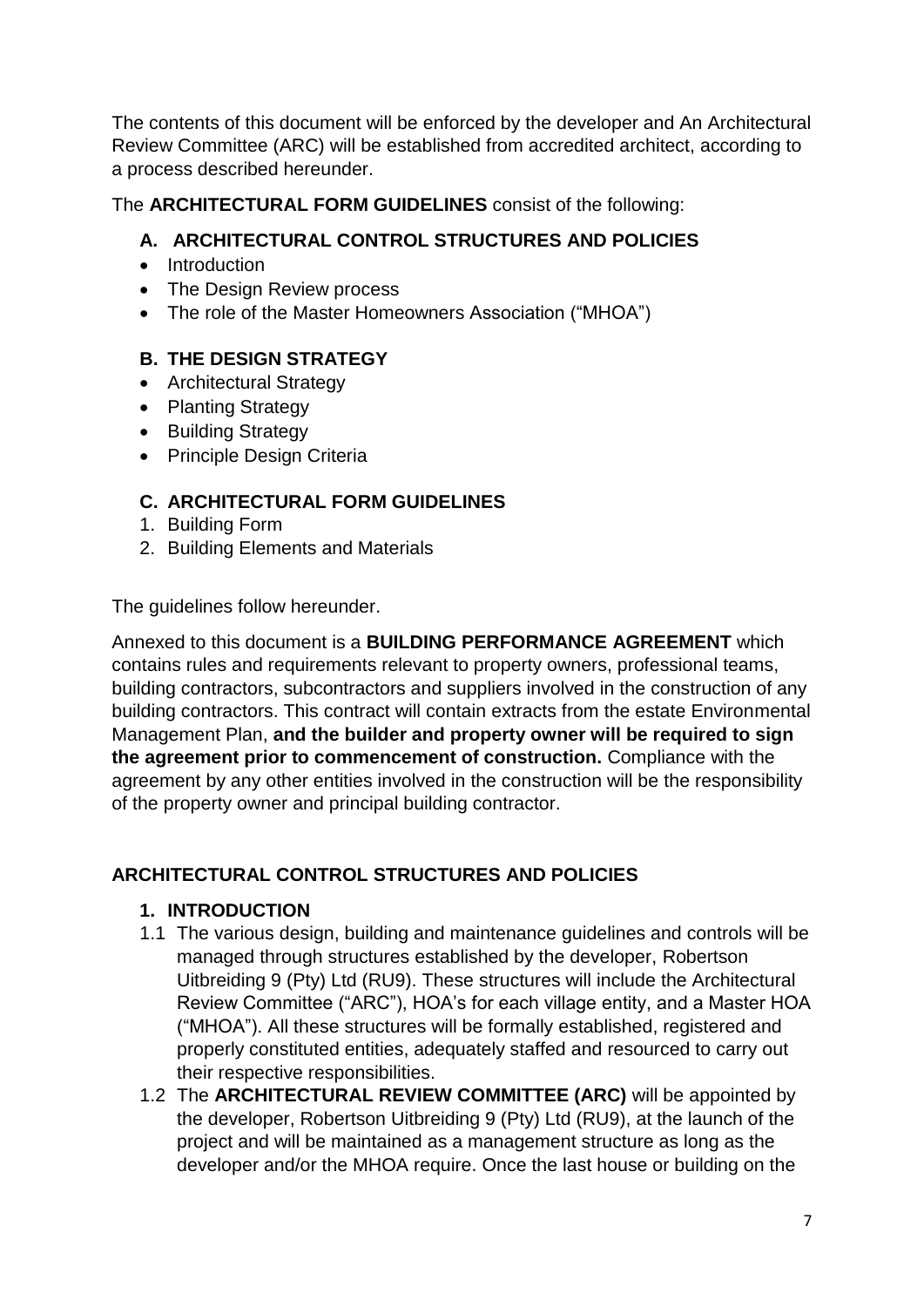The contents of this document will be enforced by the developer and An Architectural Review Committee (ARC) will be established from accredited architect, according to a process described hereunder.

The **ARCHITECTURAL FORM GUIDELINES** consist of the following:

**A. ARCHITECTURAL CONTROL STRUCTURES AND POLICIES**

- Introduction
- The Design Review process
- The role of the Master Homeowners Association ("MHOA")

**B. THE DESIGN STRATEGY**

- Architectural Strategy
- Planting Strategy
- Building Strategy
- Principle Design Criteria

**C. ARCHITECTURAL FORM GUIDELINES**

1. Building Form
2. Building Elements and Materials

The guidelines follow hereunder.

Annexed to this document is a **BUILDING PERFORMANCE AGREEMENT** which contains rules and requirements relevant to property owners, professional teams, building contractors, subcontractors and suppliers involved in the construction of any building contractors. This contract will contain extracts from the estate Environmental Management Plan, **and the builder and property owner will be required to sign the agreement prior to commencement of construction.** Compliance with the agreement by any other entities involved in the construction will be the responsibility of the property owner and principal building contractor.

## ARCHITECTURAL CONTROL STRUCTURES AND POLICIES

### 1. INTRODUCTION

1.1 The various design, building and maintenance guidelines and controls will be managed through structures established by the developer, Robertson Uitbreiding 9 (Pty) Ltd (RU9). These structures will include the Architectural Review Committee ("ARC"), HOA's for each village entity, and a Master HOA ("MHOA"). All these structures will be formally established, registered and properly constituted entities, adequately staffed and resourced to carry out their respective responsibilities.

1.2 The **ARCHITECTURAL REVIEW COMMITTEE (ARC)** will be appointed by the developer, Robertson Uitbreiding 9 (Pty) Ltd (RU9), at the launch of the project and will be maintained as a management structure as long as the developer and/or the MHOA require. Once the last house or building on the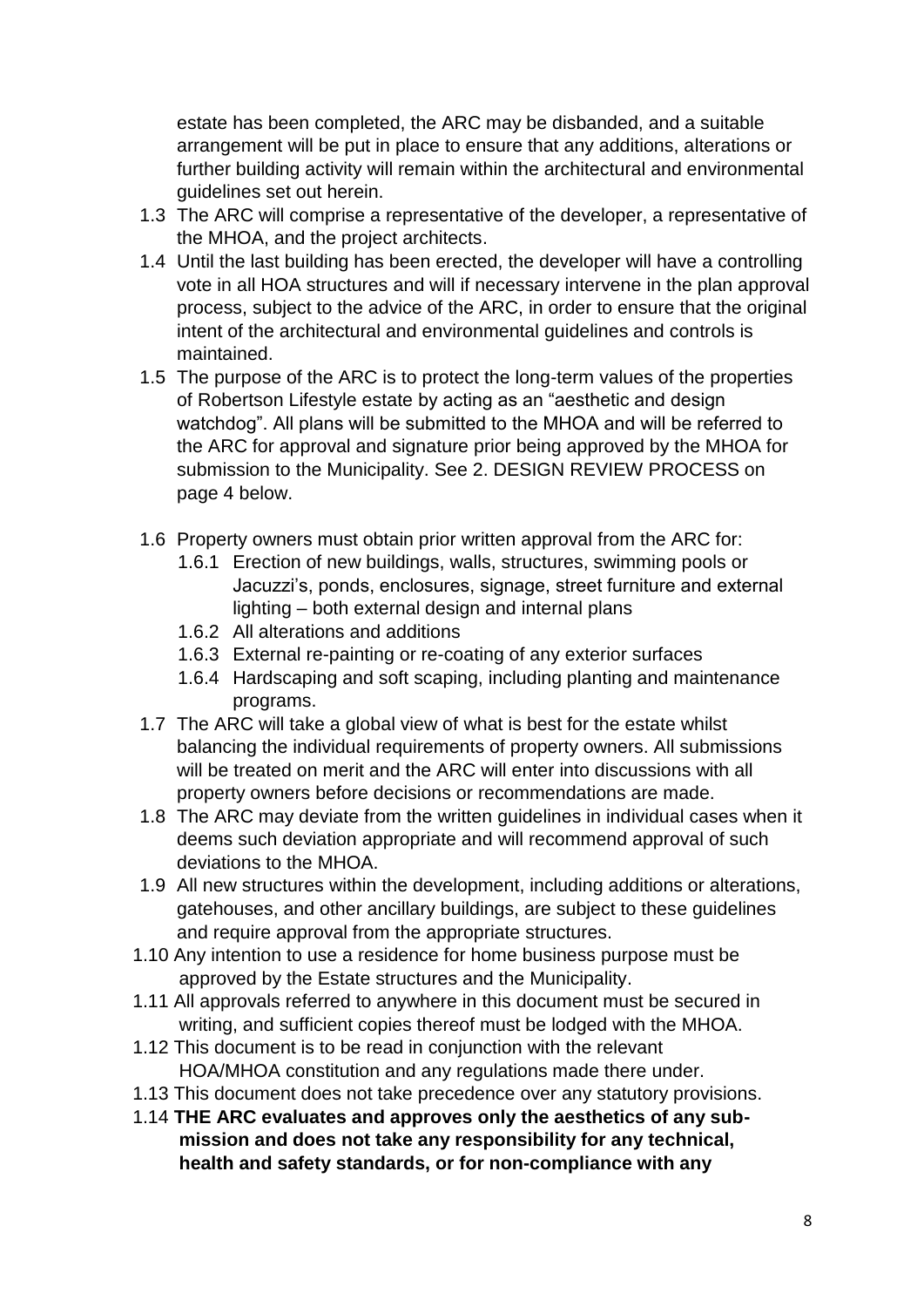estate has been completed, the ARC may be disbanded, and a suitable arrangement will be put in place to ensure that any additions, alterations or further building activity will remain within the architectural and environmental guidelines set out herein.

1.3 The ARC will comprise a representative of the developer, a representative of the MHOA, and the project architects.

1.4 Until the last building has been erected, the developer will have a controlling vote in all HOA structures and will if necessary intervene in the plan approval process, subject to the advice of the ARC, in order to ensure that the original intent of the architectural and environmental guidelines and controls is maintained.

1.5 The purpose of the ARC is to protect the long-term values of the properties of Robertson Lifestyle estate by acting as an "aesthetic and design watchdog". All plans will be submitted to the MHOA and will be referred to the ARC for approval and signature prior being approved by the MHOA for submission to the Municipality. See 2. DESIGN REVIEW PROCESS on page 4 below.

1.6 Property owners must obtain prior written approval from the ARC for:

- 1.6.1 Erection of new buildings, walls, structures, swimming pools or Jacuzzi's, ponds, enclosures, signage, street furniture and external lighting – both external design and internal plans
- 1.6.2 All alterations and additions
- 1.6.3 External re-painting or re-coating of any exterior surfaces
- 1.6.4 Hardscaping and soft scaping, including planting and maintenance programs.

1.7 The ARC will take a global view of what is best for the estate whilst balancing the individual requirements of property owners. All submissions will be treated on merit and the ARC will enter into discussions with all property owners before decisions or recommendations are made.

1.8 The ARC may deviate from the written guidelines in individual cases when it deems such deviation appropriate and will recommend approval of such deviations to the MHOA.

1.9 All new structures within the development, including additions or alterations, gatehouses, and other ancillary buildings, are subject to these guidelines and require approval from the appropriate structures.

1.10 Any intention to use a residence for home business purpose must be approved by the Estate structures and the Municipality.

1.11 All approvals referred to anywhere in this document must be secured in writing, and sufficient copies thereof must be lodged with the MHOA.

1.12 This document is to be read in conjunction with the relevant HOA/MHOA constitution and any regulations made there under.

1.13 This document does not take precedence over any statutory provisions.

1.14 **THE ARC evaluates and approves only the aesthetics of any sub-mission and does not take any responsibility for any technical, health and safety standards, or for non-compliance with any**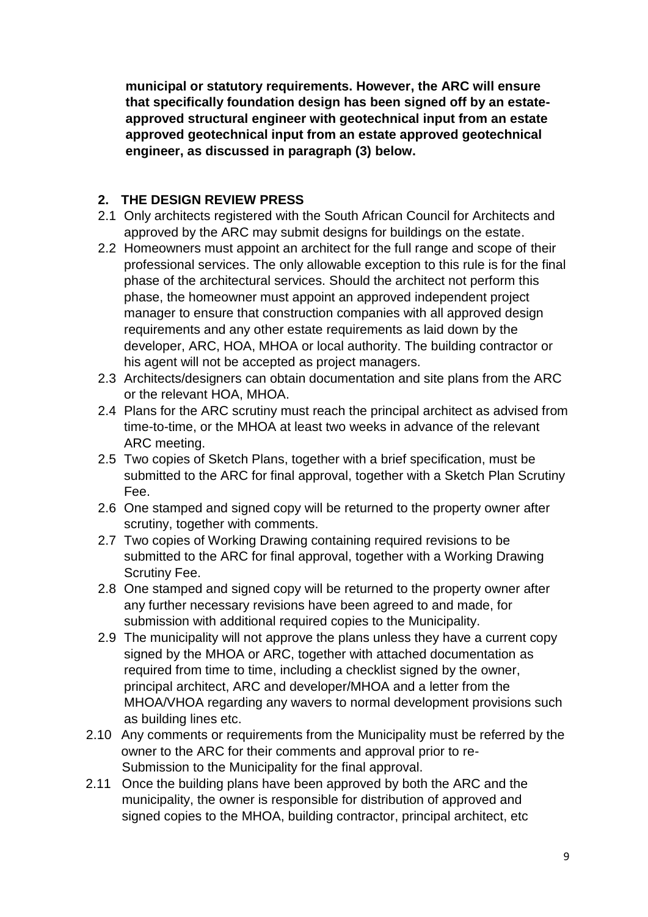**municipal or statutory requirements. However, the ARC will ensure that specifically foundation design has been signed off by an estate-approved structural engineer with geotechnical input from an estate approved geotechnical input from an estate approved geotechnical engineer, as discussed in paragraph (3) below.**

## 2. THE DESIGN REVIEW PRESS

2.1 Only architects registered with the South African Council for Architects and approved by the ARC may submit designs for buildings on the estate.

2.2 Homeowners must appoint an architect for the full range and scope of their professional services. The only allowable exception to this rule is for the final phase of the architectural services. Should the architect not perform this phase, the homeowner must appoint an approved independent project manager to ensure that construction companies with all approved design requirements and any other estate requirements as laid down by the developer, ARC, HOA, MHOA or local authority. The building contractor or his agent will not be accepted as project managers.

2.3 Architects/designers can obtain documentation and site plans from the ARC or the relevant HOA, MHOA.

2.4 Plans for the ARC scrutiny must reach the principal architect as advised from time-to-time, or the MHOA at least two weeks in advance of the relevant ARC meeting.

2.5 Two copies of Sketch Plans, together with a brief specification, must be submitted to the ARC for final approval, together with a Sketch Plan Scrutiny Fee.

2.6 One stamped and signed copy will be returned to the property owner after scrutiny, together with comments.

2.7 Two copies of Working Drawing containing required revisions to be submitted to the ARC for final approval, together with a Working Drawing Scrutiny Fee.

2.8 One stamped and signed copy will be returned to the property owner after any further necessary revisions have been agreed to and made, for submission with additional required copies to the Municipality.

2.9 The municipality will not approve the plans unless they have a current copy signed by the MHOA or ARC, together with attached documentation as required from time to time, including a checklist signed by the owner, principal architect, ARC and developer/MHOA and a letter from the MHOA/VHOA regarding any wavers to normal development provisions such as building lines etc.

2.10 Any comments or requirements from the Municipality must be referred by the owner to the ARC for their comments and approval prior to re-Submission to the Municipality for the final approval.

2.11 Once the building plans have been approved by both the ARC and the municipality, the owner is responsible for distribution of approved and signed copies to the MHOA, building contractor, principal architect, etc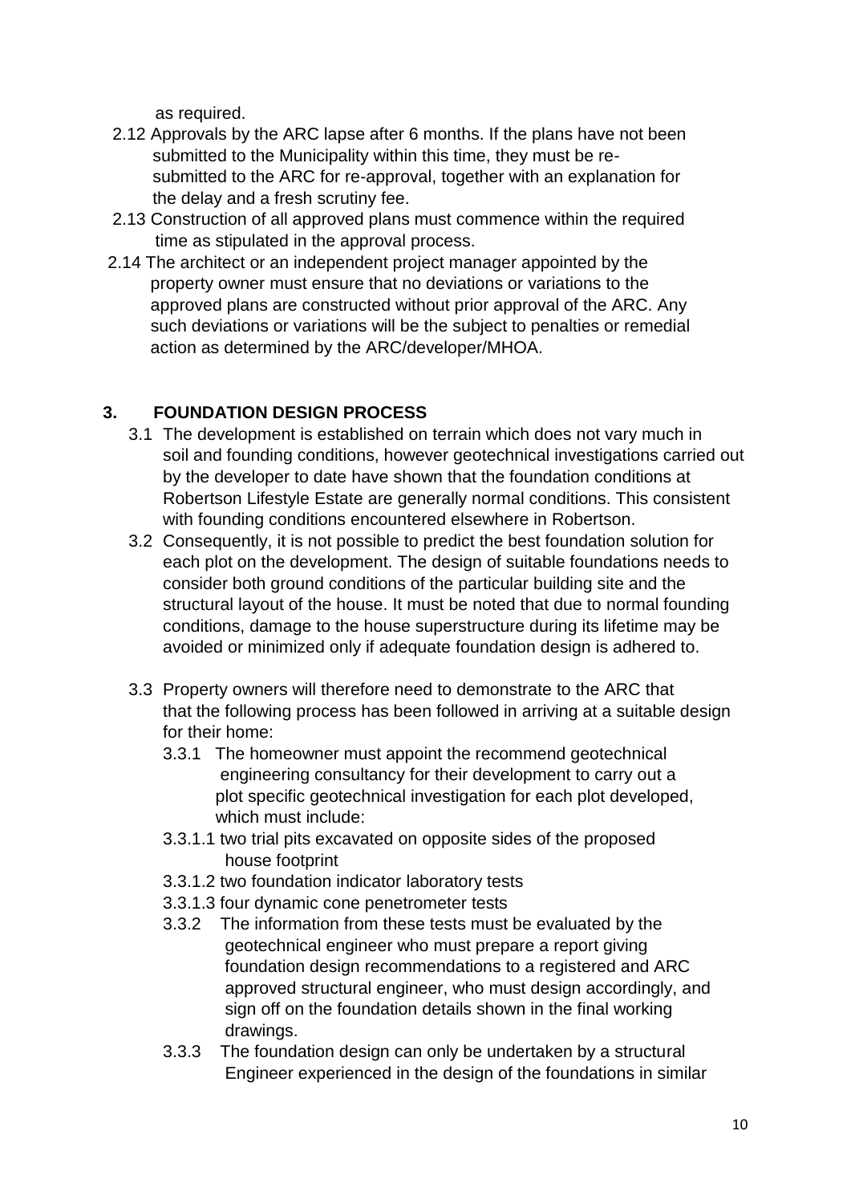as required.

2.12 Approvals by the ARC lapse after 6 months. If the plans have not been submitted to the Municipality within this time, they must be re-submitted to the ARC for re-approval, together with an explanation for the delay and a fresh scrutiny fee.

2.13 Construction of all approved plans must commence within the required time as stipulated in the approval process.

2.14 The architect or an independent project manager appointed by the property owner must ensure that no deviations or variations to the approved plans are constructed without prior approval of the ARC. Any such deviations or variations will be the subject to penalties or remedial action as determined by the ARC/developer/MHOA.

## 3. FOUNDATION DESIGN PROCESS

3.1 The development is established on terrain which does not vary much in soil and founding conditions, however geotechnical investigations carried out by the developer to date have shown that the foundation conditions at Robertson Lifestyle Estate are generally normal conditions. This consistent with founding conditions encountered elsewhere in Robertson.

3.2 Consequently, it is not possible to predict the best foundation solution for each plot on the development. The design of suitable foundations needs to consider both ground conditions of the particular building site and the structural layout of the house. It must be noted that due to normal founding conditions, damage to the house superstructure during its lifetime may be avoided or minimized only if adequate foundation design is adhered to.

3.3 Property owners will therefore need to demonstrate to the ARC that that the following process has been followed in arriving at a suitable design for their home:

3.3.1 The homeowner must appoint the recommend geotechnical engineering consultancy for their development to carry out a plot specific geotechnical investigation for each plot developed, which must include:

3.3.1.1 two trial pits excavated on opposite sides of the proposed house footprint

3.3.1.2 two foundation indicator laboratory tests

3.3.1.3 four dynamic cone penetrometer tests

3.3.2 The information from these tests must be evaluated by the geotechnical engineer who must prepare a report giving foundation design recommendations to a registered and ARC approved structural engineer, who must design accordingly, and sign off on the foundation details shown in the final working drawings.

3.3.3 The foundation design can only be undertaken by a structural Engineer experienced in the design of the foundations in similar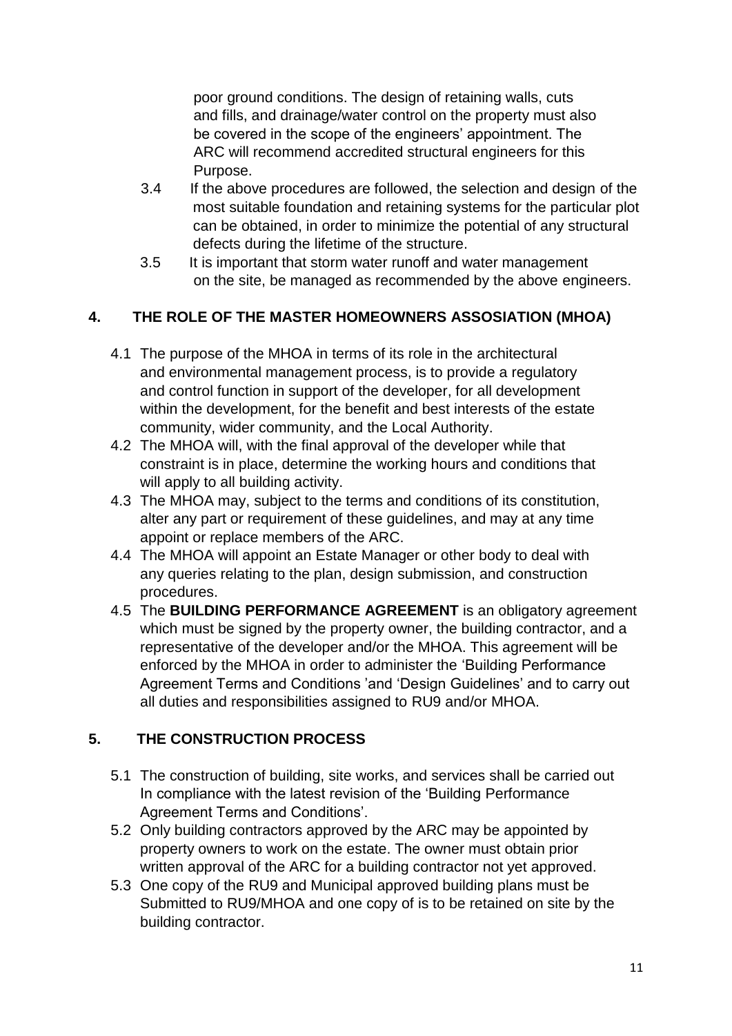poor ground conditions. The design of retaining walls, cuts and fills, and drainage/water control on the property must also be covered in the scope of the engineers' appointment. The ARC will recommend accredited structural engineers for this Purpose.

3.4 If the above procedures are followed, the selection and design of the most suitable foundation and retaining systems for the particular plot can be obtained, in order to minimize the potential of any structural defects during the lifetime of the structure.

3.5 It is important that storm water runoff and water management on the site, be managed as recommended by the above engineers.

## 4. THE ROLE OF THE MASTER HOMEOWNERS ASSOSIATION (MHOA)

4.1 The purpose of the MHOA in terms of its role in the architectural and environmental management process, is to provide a regulatory and control function in support of the developer, for all development within the development, for the benefit and best interests of the estate community, wider community, and the Local Authority.

4.2 The MHOA will, with the final approval of the developer while that constraint is in place, determine the working hours and conditions that will apply to all building activity.

4.3 The MHOA may, subject to the terms and conditions of its constitution, alter any part or requirement of these guidelines, and may at any time appoint or replace members of the ARC.

4.4 The MHOA will appoint an Estate Manager or other body to deal with any queries relating to the plan, design submission, and construction procedures.

4.5 The **BUILDING PERFORMANCE AGREEMENT** is an obligatory agreement which must be signed by the property owner, the building contractor, and a representative of the developer and/or the MHOA. This agreement will be enforced by the MHOA in order to administer the 'Building Performance Agreement Terms and Conditions 'and 'Design Guidelines' and to carry out all duties and responsibilities assigned to RU9 and/or MHOA.

## 5. THE CONSTRUCTION PROCESS

5.1 The construction of building, site works, and services shall be carried out In compliance with the latest revision of the 'Building Performance Agreement Terms and Conditions'.

5.2 Only building contractors approved by the ARC may be appointed by property owners to work on the estate. The owner must obtain prior written approval of the ARC for a building contractor not yet approved.

5.3 One copy of the RU9 and Municipal approved building plans must be Submitted to RU9/MHOA and one copy of is to be retained on site by the building contractor.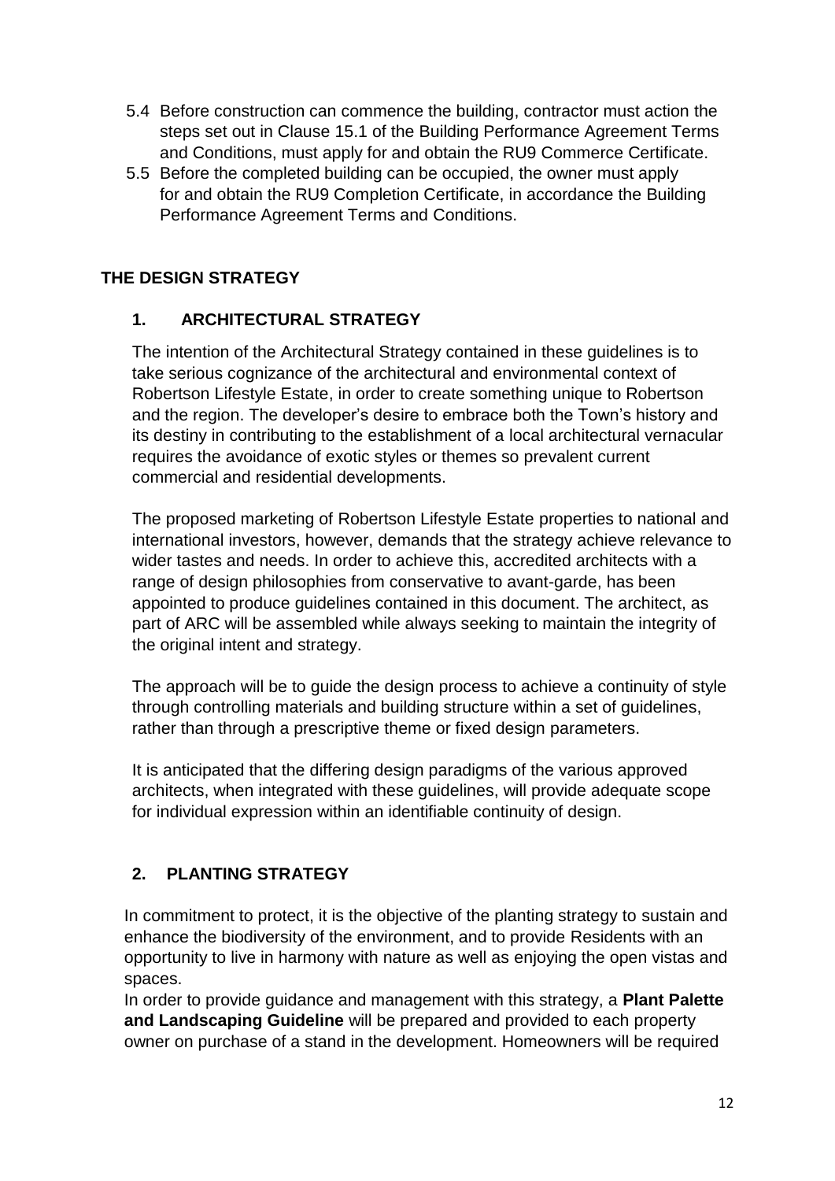5.4 Before construction can commence the building, contractor must action the steps set out in Clause 15.1 of the Building Performance Agreement Terms and Conditions, must apply for and obtain the RU9 Commerce Certificate.

5.5 Before the completed building can be occupied, the owner must apply for and obtain the RU9 Completion Certificate, in accordance the Building Performance Agreement Terms and Conditions.

## THE DESIGN STRATEGY

### 1. ARCHITECTURAL STRATEGY

The intention of the Architectural Strategy contained in these guidelines is to take serious cognizance of the architectural and environmental context of Robertson Lifestyle Estate, in order to create something unique to Robertson and the region. The developer's desire to embrace both the Town's history and its destiny in contributing to the establishment of a local architectural vernacular requires the avoidance of exotic styles or themes so prevalent current commercial and residential developments.

The proposed marketing of Robertson Lifestyle Estate properties to national and international investors, however, demands that the strategy achieve relevance to wider tastes and needs. In order to achieve this, accredited architects with a range of design philosophies from conservative to avant-garde, has been appointed to produce guidelines contained in this document. The architect, as part of ARC will be assembled while always seeking to maintain the integrity of the original intent and strategy.

The approach will be to guide the design process to achieve a continuity of style through controlling materials and building structure within a set of guidelines, rather than through a prescriptive theme or fixed design parameters.

It is anticipated that the differing design paradigms of the various approved architects, when integrated with these guidelines, will provide adequate scope for individual expression within an identifiable continuity of design.

### 2. PLANTING STRATEGY

In commitment to protect, it is the objective of the planting strategy to sustain and enhance the biodiversity of the environment, and to provide Residents with an opportunity to live in harmony with nature as well as enjoying the open vistas and spaces.

In order to provide guidance and management with this strategy, a **Plant Palette and Landscaping Guideline** will be prepared and provided to each property owner on purchase of a stand in the development. Homeowners will be required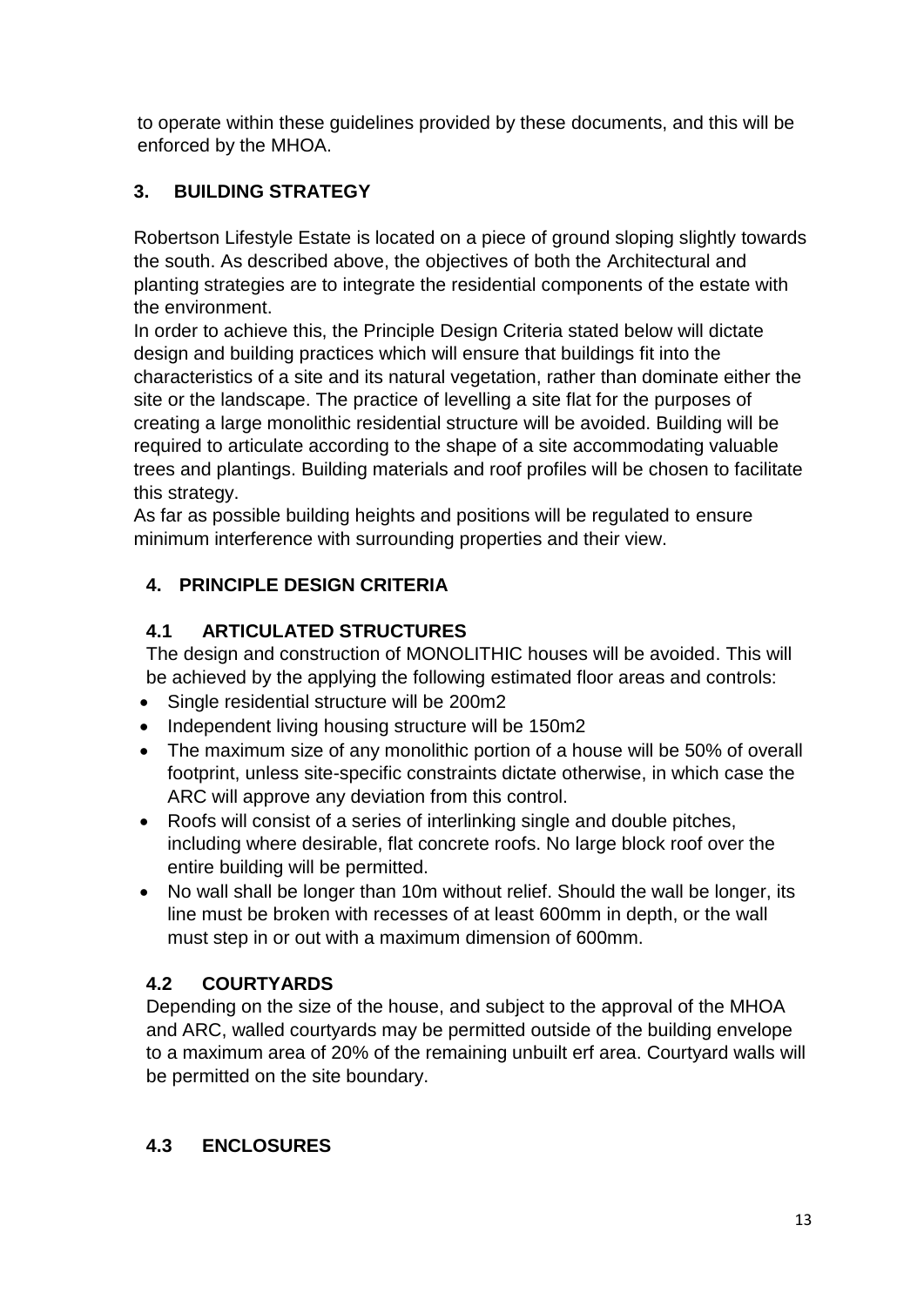to operate within these guidelines provided by these documents, and this will be enforced by the MHOA.

## 3. BUILDING STRATEGY

Robertson Lifestyle Estate is located on a piece of ground sloping slightly towards the south. As described above, the objectives of both the Architectural and planting strategies are to integrate the residential components of the estate with the environment.

In order to achieve this, the Principle Design Criteria stated below will dictate design and building practices which will ensure that buildings fit into the characteristics of a site and its natural vegetation, rather than dominate either the site or the landscape. The practice of levelling a site flat for the purposes of creating a large monolithic residential structure will be avoided. Building will be required to articulate according to the shape of a site accommodating valuable trees and plantings. Building materials and roof profiles will be chosen to facilitate this strategy.

As far as possible building heights and positions will be regulated to ensure minimum interference with surrounding properties and their view.

## 4. PRINCIPLE DESIGN CRITERIA

### 4.1 ARTICULATED STRUCTURES

The design and construction of MONOLITHIC houses will be avoided. This will be achieved by the applying the following estimated floor areas and controls:

- Single residential structure will be 200m2
- Independent living housing structure will be 150m2
- The maximum size of any monolithic portion of a house will be 50% of overall footprint, unless site-specific constraints dictate otherwise, in which case the ARC will approve any deviation from this control.
- Roofs will consist of a series of interlinking single and double pitches, including where desirable, flat concrete roofs. No large block roof over the entire building will be permitted.
- No wall shall be longer than 10m without relief. Should the wall be longer, its line must be broken with recesses of at least 600mm in depth, or the wall must step in or out with a maximum dimension of 600mm.

### 4.2 COURTYARDS

Depending on the size of the house, and subject to the approval of the MHOA and ARC, walled courtyards may be permitted outside of the building envelope to a maximum area of 20% of the remaining unbuilt erf area. Courtyard walls will be permitted on the site boundary.

### 4.3 ENCLOSURES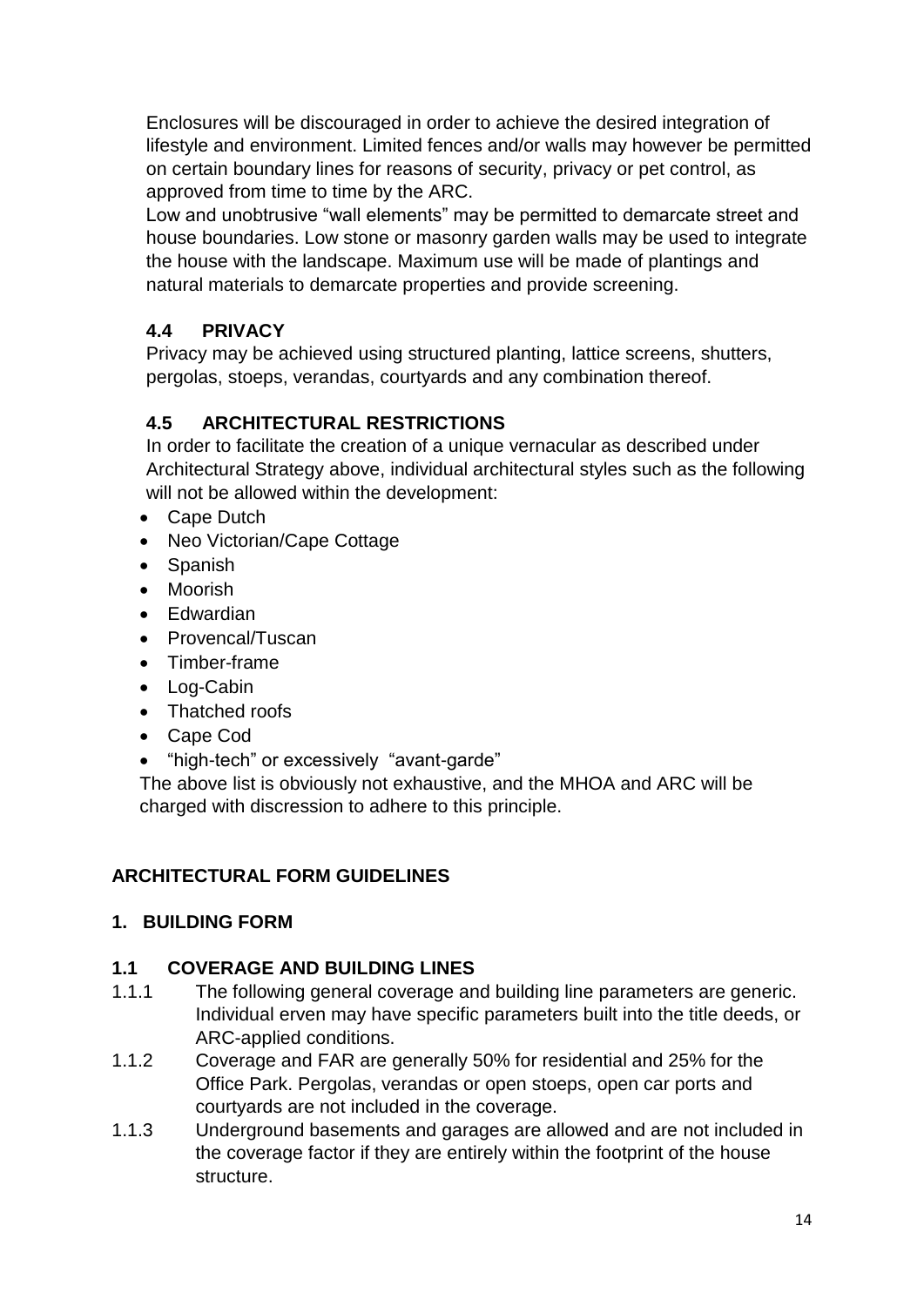Enclosures will be discouraged in order to achieve the desired integration of lifestyle and environment. Limited fences and/or walls may however be permitted on certain boundary lines for reasons of security, privacy or pet control, as approved from time to time by the ARC.

Low and unobtrusive "wall elements" may be permitted to demarcate street and house boundaries. Low stone or masonry garden walls may be used to integrate the house with the landscape. Maximum use will be made of plantings and natural materials to demarcate properties and provide screening.

### 4.4 PRIVACY

Privacy may be achieved using structured planting, lattice screens, shutters, pergolas, stoeps, verandas, courtyards and any combination thereof.

### 4.5 ARCHITECTURAL RESTRICTIONS

In order to facilitate the creation of a unique vernacular as described under Architectural Strategy above, individual architectural styles such as the following will not be allowed within the development:

- Cape Dutch
- Neo Victorian/Cape Cottage
- Spanish
- Moorish
- Edwardian
- Provencal/Tuscan
- Timber-frame
- Log-Cabin
- Thatched roofs
- Cape Cod
- "high-tech" or excessively "avant-garde"

The above list is obviously not exhaustive, and the MHOA and ARC will be charged with discression to adhere to this principle.

## ARCHITECTURAL FORM GUIDELINES

### 1. BUILDING FORM

#### 1.1 COVERAGE AND BUILDING LINES

1.1.1 The following general coverage and building line parameters are generic. Individual erven may have specific parameters built into the title deeds, or ARC-applied conditions.

1.1.2 Coverage and FAR are generally 50% for residential and 25% for the Office Park. Pergolas, verandas or open stoeps, open car ports and courtyards are not included in the coverage.

1.1.3 Underground basements and garages are allowed and are not included in the coverage factor if they are entirely within the footprint of the house structure.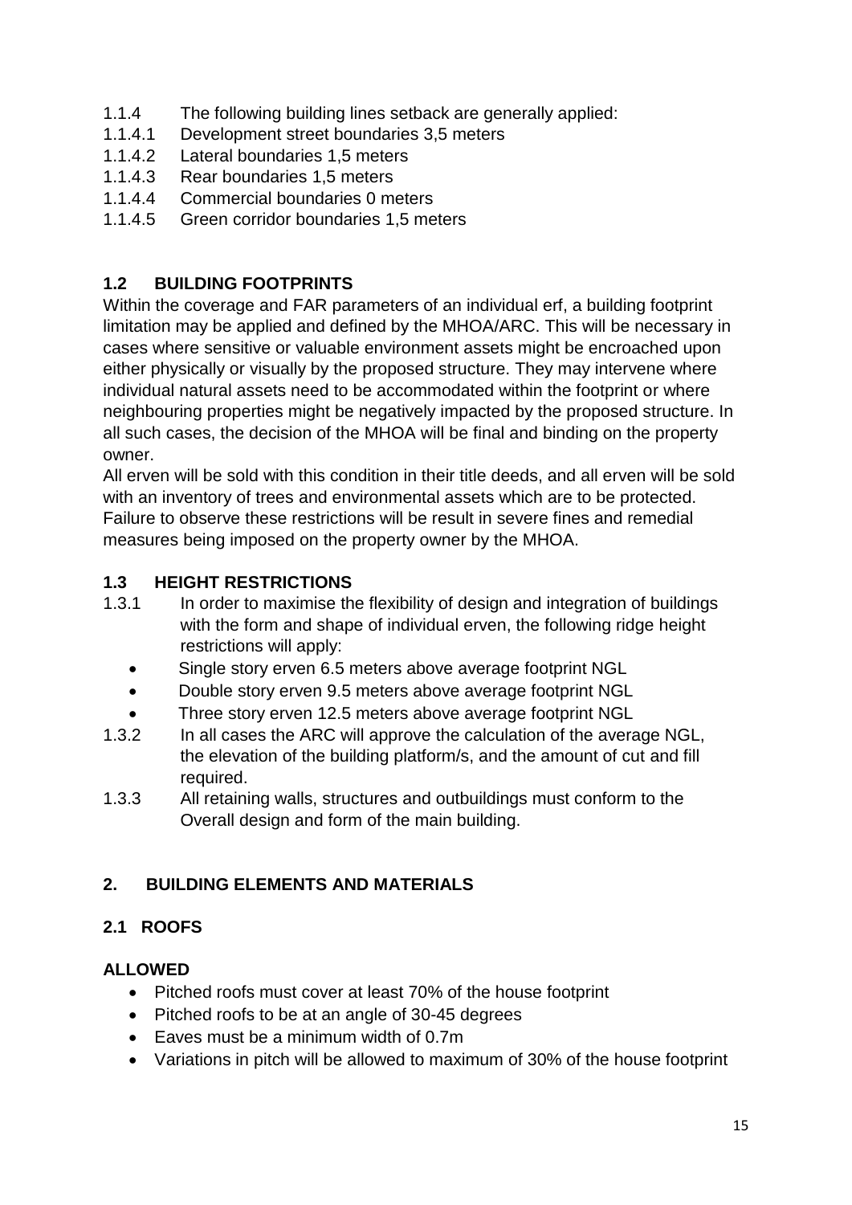1.1.4 The following building lines setback are generally applied:
1.1.4.1 Development street boundaries 3,5 meters
1.1.4.2 Lateral boundaries 1,5 meters
1.1.4.3 Rear boundaries 1,5 meters
1.1.4.4 Commercial boundaries 0 meters
1.1.4.5 Green corridor boundaries 1,5 meters

### 1.2 BUILDING FOOTPRINTS

Within the coverage and FAR parameters of an individual erf, a building footprint limitation may be applied and defined by the MHOA/ARC. This will be necessary in cases where sensitive or valuable environment assets might be encroached upon either physically or visually by the proposed structure. They may intervene where individual natural assets need to be accommodated within the footprint or where neighbouring properties might be negatively impacted by the proposed structure. In all such cases, the decision of the MHOA will be final and binding on the property owner.

All erven will be sold with this condition in their title deeds, and all erven will be sold with an inventory of trees and environmental assets which are to be protected. Failure to observe these restrictions will be result in severe fines and remedial measures being imposed on the property owner by the MHOA.

### 1.3 HEIGHT RESTRICTIONS

1.3.1 In order to maximise the flexibility of design and integration of buildings with the form and shape of individual erven, the following ridge height restrictions will apply:

- Single story erven 6.5 meters above average footprint NGL
- Double story erven 9.5 meters above average footprint NGL
- Three story erven 12.5 meters above average footprint NGL

1.3.2 In all cases the ARC will approve the calculation of the average NGL, the elevation of the building platform/s, and the amount of cut and fill required.

1.3.3 All retaining walls, structures and outbuildings must conform to the Overall design and form of the main building.

## 2. BUILDING ELEMENTS AND MATERIALS

### 2.1 ROOFS

**ALLOWED**

- Pitched roofs must cover at least 70% of the house footprint
- Pitched roofs to be at an angle of 30-45 degrees
- Eaves must be a minimum width of 0.7m
- Variations in pitch will be allowed to maximum of 30% of the house footprint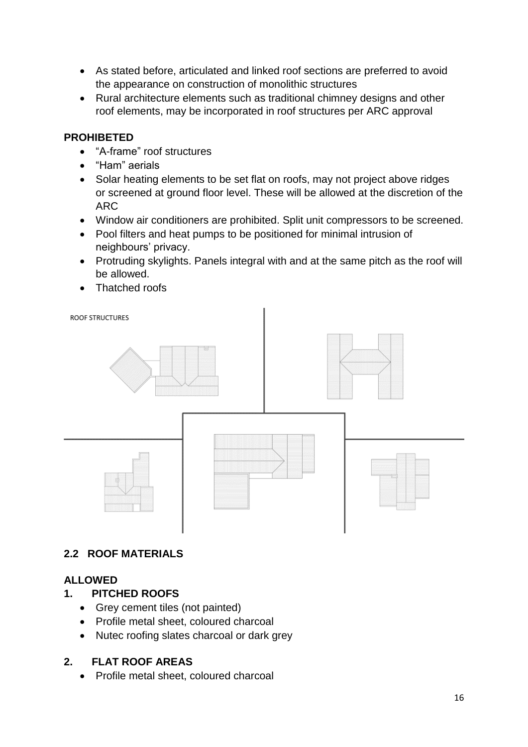- As stated before, articulated and linked roof sections are preferred to avoid the appearance on construction of monolithic structures
- Rural architecture elements such as traditional chimney designs and other roof elements, may be incorporated in roof structures per ARC approval

**PROHIBETED**

- "A-frame" roof structures
- "Ham" aerials
- Solar heating elements to be set flat on roofs, may not project above ridges or screened at ground floor level. These will be allowed at the discretion of the ARC
- Window air conditioners are prohibited. Split unit compressors to be screened.
- Pool filters and heat pumps to be positioned for minimal intrusion of neighbours' privacy.
- Protruding skylights. Panels integral with and at the same pitch as the roof will be allowed.
- Thatched roofs

ROOF STRUCTURES

## 2.2 ROOF MATERIALS

**ALLOWED**

### 1. PITCHED ROOFS

- Grey cement tiles (not painted)
- Profile metal sheet, coloured charcoal
- Nutec roofing slates charcoal or dark grey

### 2. FLAT ROOF AREAS

- Profile metal sheet, coloured charcoal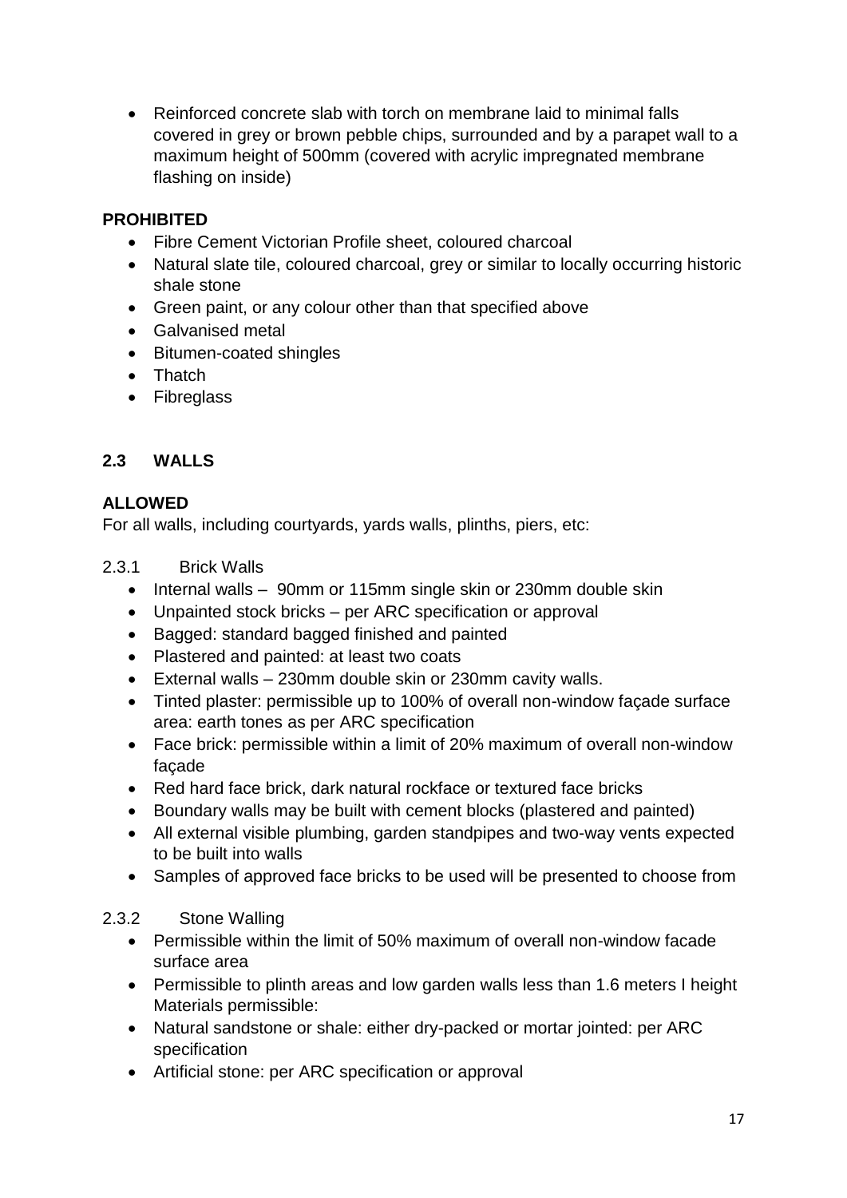- Reinforced concrete slab with torch on membrane laid to minimal falls covered in grey or brown pebble chips, surrounded and by a parapet wall to a maximum height of 500mm (covered with acrylic impregnated membrane flashing on inside)

**PROHIBITED**

- Fibre Cement Victorian Profile sheet, coloured charcoal
- Natural slate tile, coloured charcoal, grey or similar to locally occurring historic shale stone
- Green paint, or any colour other than that specified above
- Galvanised metal
- Bitumen-coated shingles
- Thatch
- Fibreglass

## 2.3 WALLS

**ALLOWED**

For all walls, including courtyards, yards walls, plinths, piers, etc:

2.3.1 Brick Walls

- Internal walls – 90mm or 115mm single skin or 230mm double skin
- Unpainted stock bricks – per ARC specification or approval
- Bagged: standard bagged finished and painted
- Plastered and painted: at least two coats
- External walls – 230mm double skin or 230mm cavity walls.
- Tinted plaster: permissible up to 100% of overall non-window façade surface area: earth tones as per ARC specification
- Face brick: permissible within a limit of 20% maximum of overall non-window façade
- Red hard face brick, dark natural rockface or textured face bricks
- Boundary walls may be built with cement blocks (plastered and painted)
- All external visible plumbing, garden standpipes and two-way vents expected to be built into walls
- Samples of approved face bricks to be used will be presented to choose from

2.3.2 Stone Walling

- Permissible within the limit of 50% maximum of overall non-window facade surface area
- Permissible to plinth areas and low garden walls less than 1.6 meters I height Materials permissible:
- Natural sandstone or shale: either dry-packed or mortar jointed: per ARC specification
- Artificial stone: per ARC specification or approval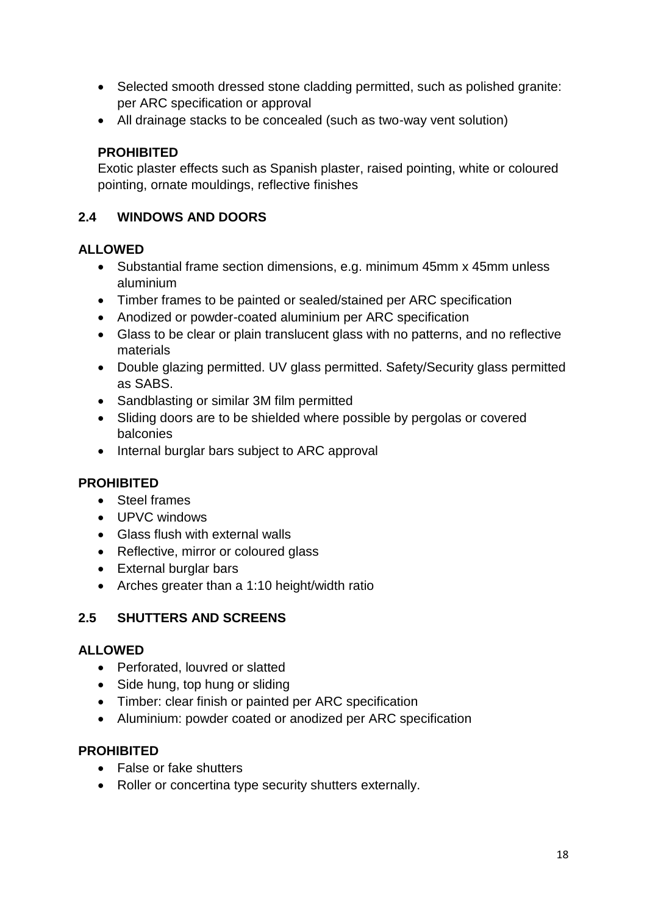- Selected smooth dressed stone cladding permitted, such as polished granite: per ARC specification or approval
- All drainage stacks to be concealed (such as two-way vent solution)

**PROHIBITED**

Exotic plaster effects such as Spanish plaster, raised pointing, white or coloured pointing, ornate mouldings, reflective finishes

## 2.4 WINDOWS AND DOORS

**ALLOWED**

- Substantial frame section dimensions, e.g. minimum 45mm x 45mm unless aluminium
- Timber frames to be painted or sealed/stained per ARC specification
- Anodized or powder-coated aluminium per ARC specification
- Glass to be clear or plain translucent glass with no patterns, and no reflective materials
- Double glazing permitted. UV glass permitted. Safety/Security glass permitted as SABS.
- Sandblasting or similar 3M film permitted
- Sliding doors are to be shielded where possible by pergolas or covered balconies
- Internal burglar bars subject to ARC approval

**PROHIBITED**

- Steel frames
- UPVC windows
- Glass flush with external walls
- Reflective, mirror or coloured glass
- External burglar bars
- Arches greater than a 1:10 height/width ratio

## 2.5 SHUTTERS AND SCREENS

**ALLOWED**

- Perforated, louvred or slatted
- Side hung, top hung or sliding
- Timber: clear finish or painted per ARC specification
- Aluminium: powder coated or anodized per ARC specification

**PROHIBITED**

- False or fake shutters
- Roller or concertina type security shutters externally.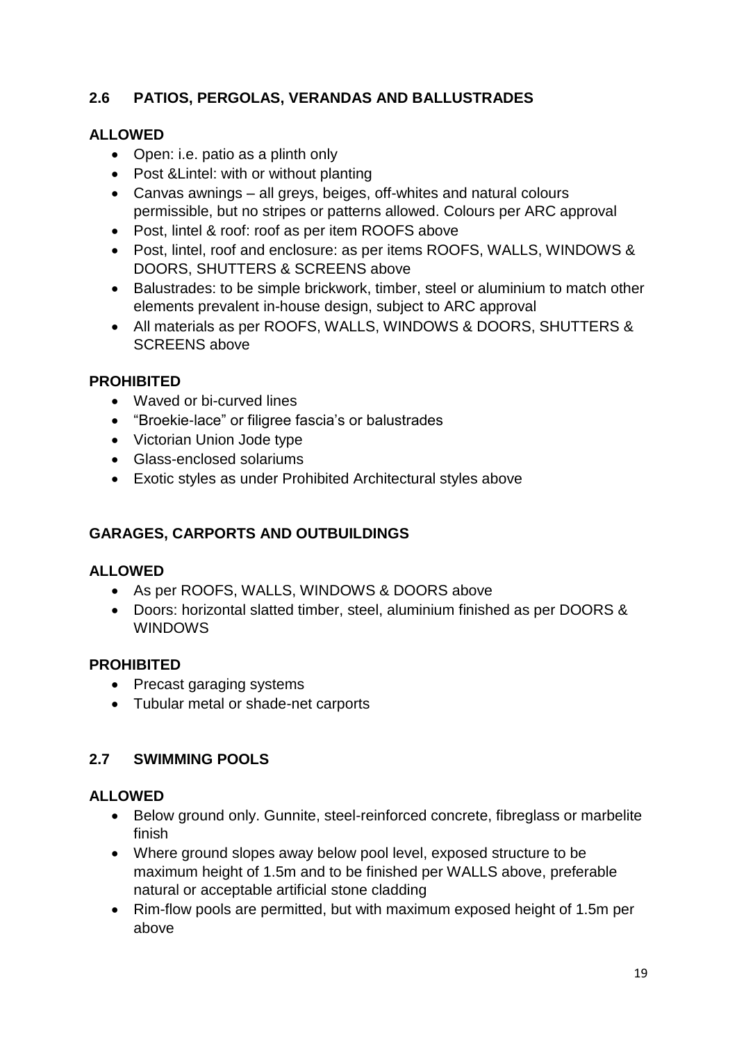## 2.6 PATIOS, PERGOLAS, VERANDAS AND BALLUSTRADES

**ALLOWED**

- Open: i.e. patio as a plinth only
- Post &Lintel: with or without planting
- Canvas awnings – all greys, beiges, off-whites and natural colours permissible, but no stripes or patterns allowed. Colours per ARC approval
- Post, lintel & roof: roof as per item ROOFS above
- Post, lintel, roof and enclosure: as per items ROOFS, WALLS, WINDOWS & DOORS, SHUTTERS & SCREENS above
- Balustrades: to be simple brickwork, timber, steel or aluminium to match other elements prevalent in-house design, subject to ARC approval
- All materials as per ROOFS, WALLS, WINDOWS & DOORS, SHUTTERS & SCREENS above

**PROHIBITED**

- Waved or bi-curved lines
- "Broekie-lace" or filigree fascia's or balustrades
- Victorian Union Jode type
- Glass-enclosed solariums
- Exotic styles as under Prohibited Architectural styles above

**GARAGES, CARPORTS AND OUTBUILDINGS**

**ALLOWED**

- As per ROOFS, WALLS, WINDOWS & DOORS above
- Doors: horizontal slatted timber, steel, aluminium finished as per DOORS & WINDOWS

**PROHIBITED**

- Precast garaging systems
- Tubular metal or shade-net carports

## 2.7 SWIMMING POOLS

**ALLOWED**

- Below ground only. Gunnite, steel-reinforced concrete, fibreglass or marbelite finish
- Where ground slopes away below pool level, exposed structure to be maximum height of 1.5m and to be finished per WALLS above, preferable natural or acceptable artificial stone cladding
- Rim-flow pools are permitted, but with maximum exposed height of 1.5m per above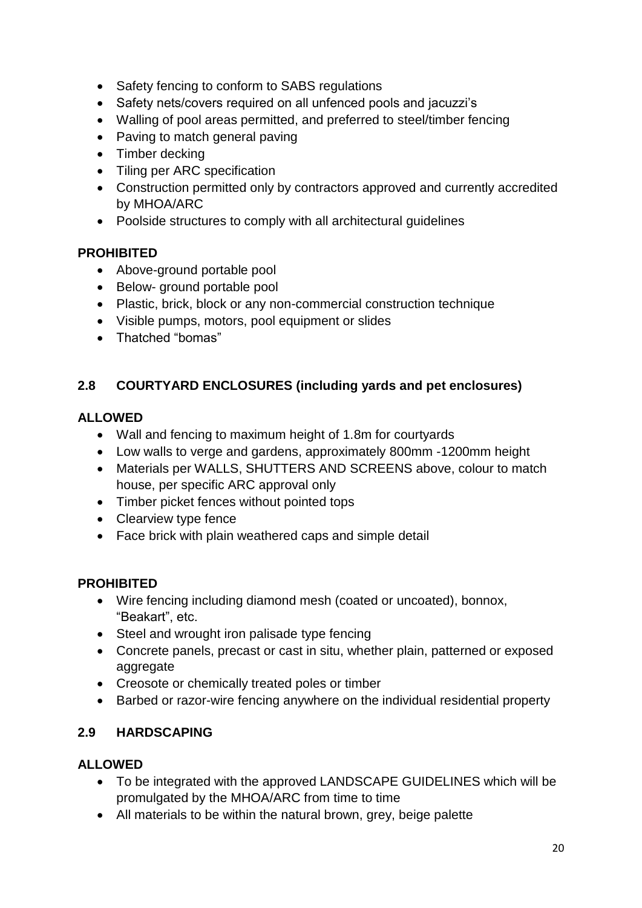- Safety fencing to conform to SABS regulations
- Safety nets/covers required on all unfenced pools and jacuzzi's
- Walling of pool areas permitted, and preferred to steel/timber fencing
- Paving to match general paving
- Timber decking
- Tiling per ARC specification
- Construction permitted only by contractors approved and currently accredited by MHOA/ARC
- Poolside structures to comply with all architectural guidelines

**PROHIBITED**

- Above-ground portable pool
- Below- ground portable pool
- Plastic, brick, block or any non-commercial construction technique
- Visible pumps, motors, pool equipment or slides
- Thatched "bomas"

### 2.8 COURTYARD ENCLOSURES (including yards and pet enclosures)

**ALLOWED**

- Wall and fencing to maximum height of 1.8m for courtyards
- Low walls to verge and gardens, approximately 800mm -1200mm height
- Materials per WALLS, SHUTTERS AND SCREENS above, colour to match house, per specific ARC approval only
- Timber picket fences without pointed tops
- Clearview type fence
- Face brick with plain weathered caps and simple detail

**PROHIBITED**

- Wire fencing including diamond mesh (coated or uncoated), bonnox, "Beakart", etc.
- Steel and wrought iron palisade type fencing
- Concrete panels, precast or cast in situ, whether plain, patterned or exposed aggregate
- Creosote or chemically treated poles or timber
- Barbed or razor-wire fencing anywhere on the individual residential property

### 2.9 HARDSCAPING

**ALLOWED**

- To be integrated with the approved LANDSCAPE GUIDELINES which will be promulgated by the MHOA/ARC from time to time
- All materials to be within the natural brown, grey, beige palette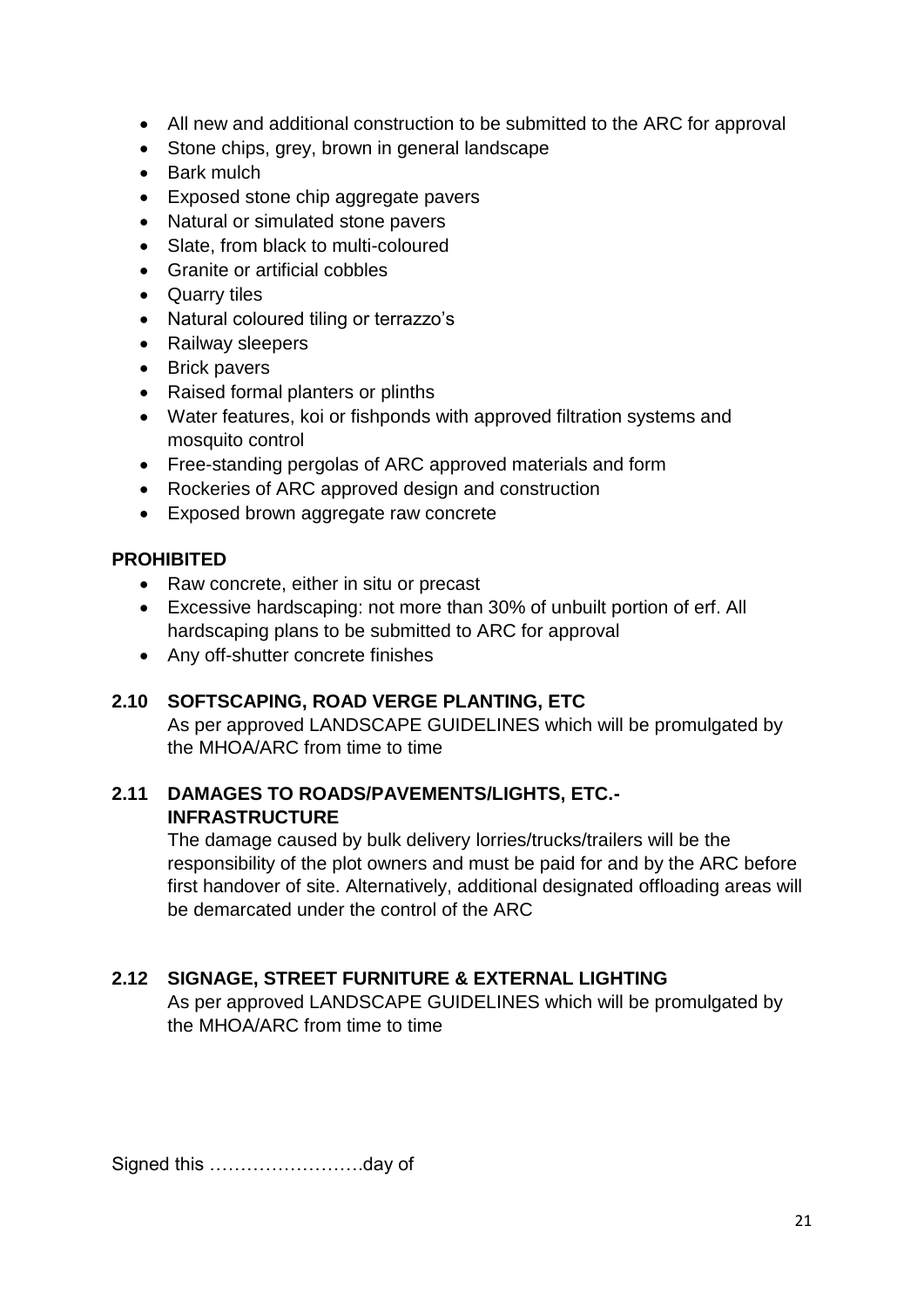- All new and additional construction to be submitted to the ARC for approval
- Stone chips, grey, brown in general landscape
- Bark mulch
- Exposed stone chip aggregate pavers
- Natural or simulated stone pavers
- Slate, from black to multi-coloured
- Granite or artificial cobbles
- Quarry tiles
- Natural coloured tiling or terrazzo's
- Railway sleepers
- Brick pavers
- Raised formal planters or plinths
- Water features, koi or fishponds with approved filtration systems and mosquito control
- Free-standing pergolas of ARC approved materials and form
- Rockeries of ARC approved design and construction
- Exposed brown aggregate raw concrete

**PROHIBITED**

- Raw concrete, either in situ or precast
- Excessive hardscaping: not more than 30% of unbuilt portion of erf. All hardscaping plans to be submitted to ARC for approval
- Any off-shutter concrete finishes

### 2.10 SOFTSCAPING, ROAD VERGE PLANTING, ETC

As per approved LANDSCAPE GUIDELINES which will be promulgated by the MHOA/ARC from time to time

### 2.11 DAMAGES TO ROADS/PAVEMENTS/LIGHTS, ETC.- INFRASTRUCTURE

The damage caused by bulk delivery lorries/trucks/trailers will be the responsibility of the plot owners and must be paid for and by the ARC before first handover of site. Alternatively, additional designated offloading areas will be demarcated under the control of the ARC

### 2.12 SIGNAGE, STREET FURNITURE & EXTERNAL LIGHTING

As per approved LANDSCAPE GUIDELINES which will be promulgated by the MHOA/ARC from time to time

Signed this …………………….day of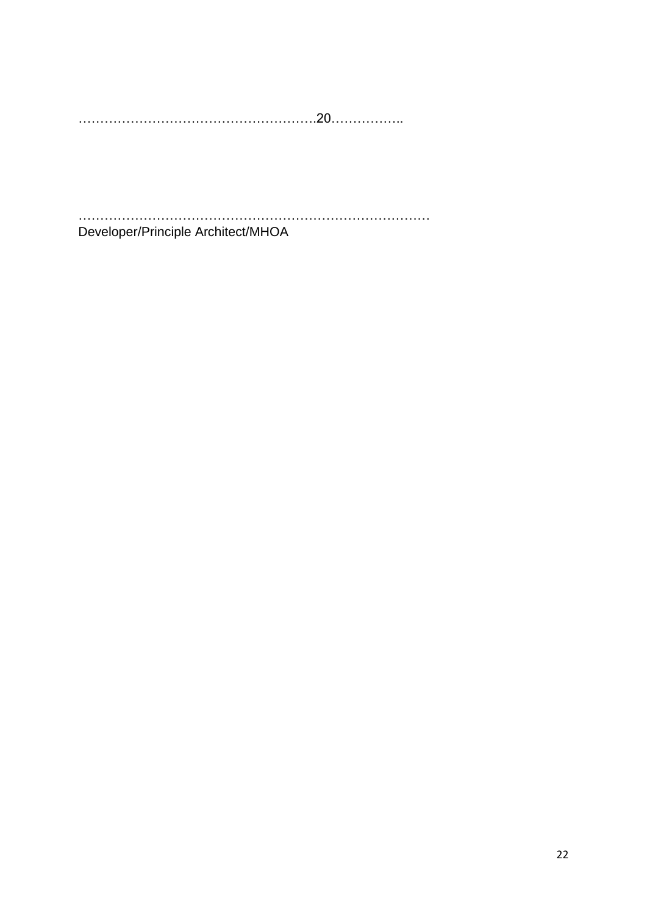……………………………………………….20……………..

………………………………………………………………………
Developer/Principle Architect/MHOA